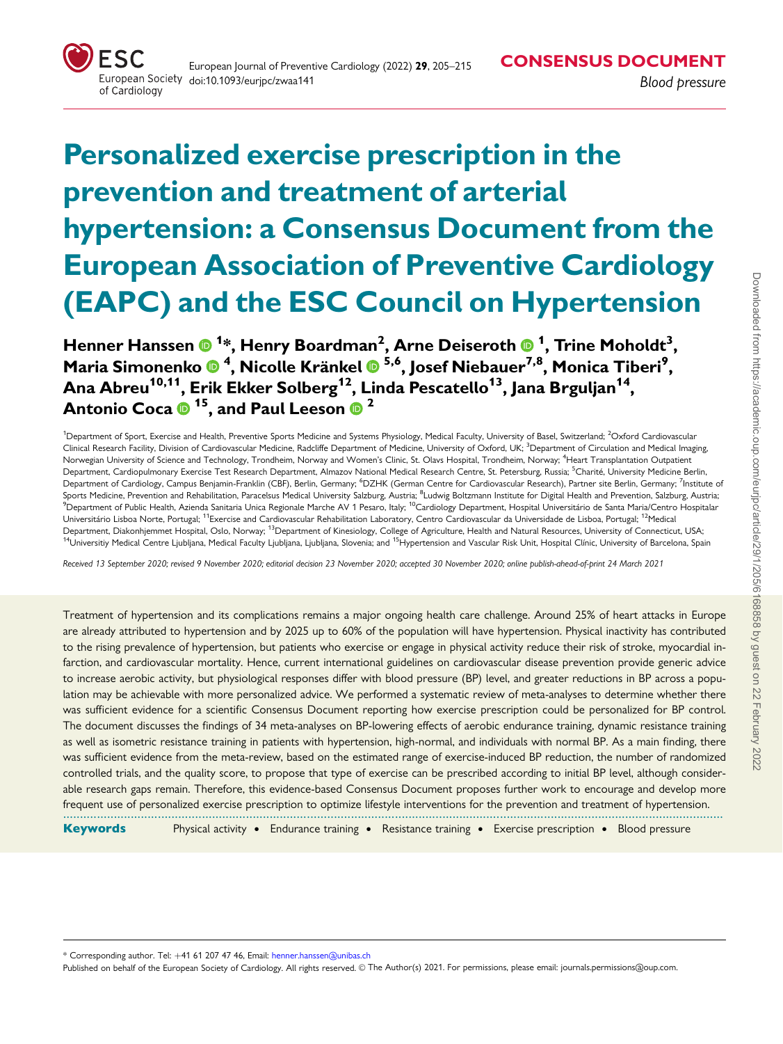CONSENSUS DOCUMENT

*Blood pressure*

# Personalized exercise prescription in the prevention and treatment of arterial hypertension: a Consensus Document from the European Association of Preventive Cardiology (EAPC) and the ESC Council on Hypertension

**Henner Hanssen [1]*, Henry Boardman[2], Arne Deiseroth [1], Trine Moholdt[3], Maria Simonenko [4], Nicolle Kränkel [5,6], Josef Niebauer[7,8], Monica Tiberi[9], Ana Abreu[10,11], Erik Ekker Solberg[12], Linda Pescatello[13], Jana Brguljan[14], Antonio Coca [15], and Paul Leeson [2]**

[1]Department of Sport, Exercise and Health, Preventive Sports Medicine and Systems Physiology, Medical Faculty, University of Basel, Switzerland; [2]Oxford Cardiovascular Clinical Research Facility, Division of Cardiovascular Medicine, Radcliffe Department of Medicine, University of Oxford, UK; [3]Department of Circulation and Medical Imaging, Norwegian University of Science and Technology, Trondheim, Norway and Women's Clinic, St. Olavs Hospital, Trondheim, Norway; [4]Heart Transplantation Outpatient Department, Cardiopulmonary Exercise Test Research Department, Almazov National Medical Research Centre, St. Petersburg, Russia; [5]Charité, University Medicine Berlin, Department of Cardiology, Campus Benjamin-Franklin (CBF), Berlin, Germany; [6]DZHK (German Centre for Cardiovascular Research), Partner site Berlin, Germany; [7]Institute of Sports Medicine, Prevention and Rehabilitation, Paracelsus Medical University Salzburg, Austria; [8]Ludwig Boltzmann Institute for Digital Health and Prevention, Salzburg, Austria; [9]Department of Public Health, Azienda Sanitaria Unica Regionale Marche AV 1 Pesaro, Italy; [10]Cardiology Department, Hospital Universitário de Santa Maria/Centro Hospitalar Universitário Lisboa Norte, Portugal; [11]Exercise and Cardiovascular Rehabilitation Laboratory, Centro Cardiovascular da Universidade de Lisboa, Portugal; [12]Medical Department, Diakonhjemmet Hospital, Oslo, Norway; [13]Department of Kinesiology, College of Agriculture, Health and Natural Resources, University of Connecticut, USA; [14]Universitiy Medical Centre Ljubljana, Medical Faculty Ljubljana, Ljubljana, Slovenia; and [15]Hypertension and Vascular Risk Unit, Hospital Clínic, University of Barcelona, Spain

*Received 13 September 2020; revised 9 November 2020; editorial decision 23 November 2020; accepted 30 November 2020; online publish-ahead-of-print 24 March 2021*

Treatment of hypertension and its complications remains a major ongoing health care challenge. Around 25% of heart attacks in Europe are already attributed to hypertension and by 2025 up to 60% of the population will have hypertension. Physical inactivity has contributed to the rising prevalence of hypertension, but patients who exercise or engage in physical activity reduce their risk of stroke, myocardial infarction, and cardiovascular mortality. Hence, current international guidelines on cardiovascular disease prevention provide generic advice to increase aerobic activity, but physiological responses differ with blood pressure (BP) level, and greater reductions in BP across a population may be achievable with more personalized advice. We performed a systematic review of meta-analyses to determine whether there was sufficient evidence for a scientific Consensus Document reporting how exercise prescription could be personalized for BP control. The document discusses the findings of 34 meta-analyses on BP-lowering effects of aerobic endurance training, dynamic resistance training as well as isometric resistance training in patients with hypertension, high-normal, and individuals with normal BP. As a main finding, there was sufficient evidence from the meta-review, based on the estimated range of exercise-induced BP reduction, the number of randomized controlled trials, and the quality score, to propose that type of exercise can be prescribed according to initial BP level, although considerable research gaps remain. Therefore, this evidence-based Consensus Document proposes further work to encourage and develop more frequent use of personalized exercise prescription to optimize lifestyle interventions for the prevention and treatment of hypertension.

**Keywords** Physical activity • Endurance training • Resistance training • Exercise prescription • Blood pressure

* Corresponding author. Tel: +41 61 207 47 46, Email: henner.hanssen@unibas.ch

Published on behalf of the European Society of Cardiology. All rights reserved. © The Author(s) 2021. For permissions, please email: journals.permissions@oup.com.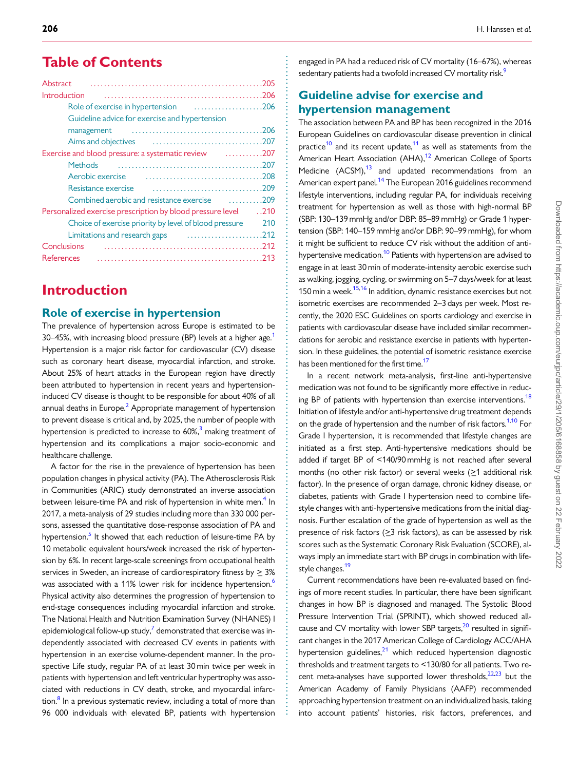# Table of Contents

- Abstract ... 205
- Introduction ... 206
  - Role of exercise in hypertension ... 206
  - Guideline advice for exercise and hypertension management ... 206
  - Aims and objectives ... 207
- Exercise and blood pressure: a systematic review ... 207
  - Methods ... 207
  - Aerobic exercise ... 208
  - Resistance exercise ... 209
  - Combined aerobic and resistance exercise ... 209
- Personalized exercise prescription by blood pressure level ... 210
  - Choice of exercise priority by level of blood pressure ... 210
  - Limitations and research gaps ... 212
- Conclusions ... 212
- References ... 213

# Introduction

## Role of exercise in hypertension

The prevalence of hypertension across Europe is estimated to be 30–45%, with increasing blood pressure (BP) levels at a higher age.[1] Hypertension is a major risk factor for cardiovascular (CV) disease such as coronary heart disease, myocardial infarction, and stroke. About 25% of heart attacks in the European region have directly been attributed to hypertension in recent years and hypertension-induced CV disease is thought to be responsible for about 40% of all annual deaths in Europe.[2] Appropriate management of hypertension to prevent disease is critical and, by 2025, the number of people with hypertension is predicted to increase to 60%,[3] making treatment of hypertension and its complications a major socio-economic and healthcare challenge.

A factor for the rise in the prevalence of hypertension has been population changes in physical activity (PA). The Atherosclerosis Risk in Communities (ARIC) study demonstrated an inverse association between leisure-time PA and risk of hypertension in white men.[4] In 2017, a meta-analysis of 29 studies including more than 330 000 persons, assessed the quantitative dose-response association of PA and hypertension.[5] It showed that each reduction of leisure-time PA by 10 metabolic equivalent hours/week increased the risk of hypertension by 6%. In recent large-scale screenings from occupational health services in Sweden, an increase of cardiorespiratory fitness by ≥ 3% was associated with a 11% lower risk for incidence hypertension.[6] Physical activity also determines the progression of hypertension to end-stage consequences including myocardial infarction and stroke. The National Health and Nutrition Examination Survey (NHANES) I epidemiological follow-up study,[7] demonstrated that exercise was independently associated with decreased CV events in patients with hypertension in an exercise volume-dependent manner. In the prospective Life study, regular PA of at least 30 min twice per week in patients with hypertension and left ventricular hypertrophy was associated with reductions in CV death, stroke, and myocardial infarction.[8] In a previous systematic review, including a total of more than 96 000 individuals with elevated BP, patients with hypertension engaged in PA had a reduced risk of CV mortality (16–67%), whereas sedentary patients had a twofold increased CV mortality risk.[9]

## Guideline advise for exercise and hypertension management

The association between PA and BP has been recognized in the 2016 European Guidelines on cardiovascular disease prevention in clinical practice[10] and its recent update,[11] as well as statements from the American Heart Association (AHA),[12] American College of Sports Medicine (ACSM),[13] and updated recommendations from an American expert panel.[14] The European 2016 guidelines recommend lifestyle interventions, including regular PA, for individuals receiving treatment for hypertension as well as those with high-normal BP (SBP: 130–139 mmHg and/or DBP: 85–89 mmHg) or Grade 1 hypertension (SBP: 140–159 mmHg and/or DBP: 90–99 mmHg), for whom it might be sufficient to reduce CV risk without the addition of anti-hypertensive medication.[10] Patients with hypertension are advised to engage in at least 30 min of moderate-intensity aerobic exercise such as walking, jogging, cycling, or swimming on 5–7 days/week for at least 150 min a week.[15,16] In addition, dynamic resistance exercises but not isometric exercises are recommended 2–3 days per week. Most recently, the 2020 ESC Guidelines on sports cardiology and exercise in patients with cardiovascular disease have included similar recommendations for aerobic and resistance exercise in patients with hypertension. In these guidelines, the potential of isometric resistance exercise has been mentioned for the first time.[17]

In a recent network meta-analysis, first-line anti-hypertensive medication was not found to be significantly more effective in reducing BP of patients with hypertension than exercise interventions.[18] Initiation of lifestyle and/or anti-hypertensive drug treatment depends on the grade of hypertension and the number of risk factors.[1,10] For Grade I hypertension, it is recommended that lifestyle changes are initiated as a first step. Anti-hypertensive medications should be added if target BP of <140/90 mmHg is not reached after several months (no other risk factor) or several weeks (≥1 additional risk factor). In the presence of organ damage, chronic kidney disease, or diabetes, patients with Grade I hypertension need to combine lifestyle changes with anti-hypertensive medications from the initial diagnosis. Further escalation of the grade of hypertension as well as the presence of risk factors (≥3 risk factors), as can be assessed by risk scores such as the Systematic Coronary Risk Evaluation (SCORE), always imply an immediate start with BP drugs in combination with lifestyle changes.[19]

Current recommendations have been re-evaluated based on findings of more recent studies. In particular, there have been significant changes in how BP is diagnosed and managed. The Systolic Blood Pressure Intervention Trial (SPRINT), which showed reduced all-cause and CV mortality with lower SBP targets,[20] resulted in significant changes in the 2017 American College of Cardiology ACC/AHA hypertension guidelines,[21] which reduced hypertension diagnostic thresholds and treatment targets to <130/80 for all patients. Two recent meta-analyses have supported lower thresholds,[22,23] but the American Academy of Family Physicians (AAFP) recommended approaching hypertension treatment on an individualized basis, taking into account patients' histories, risk factors, preferences, and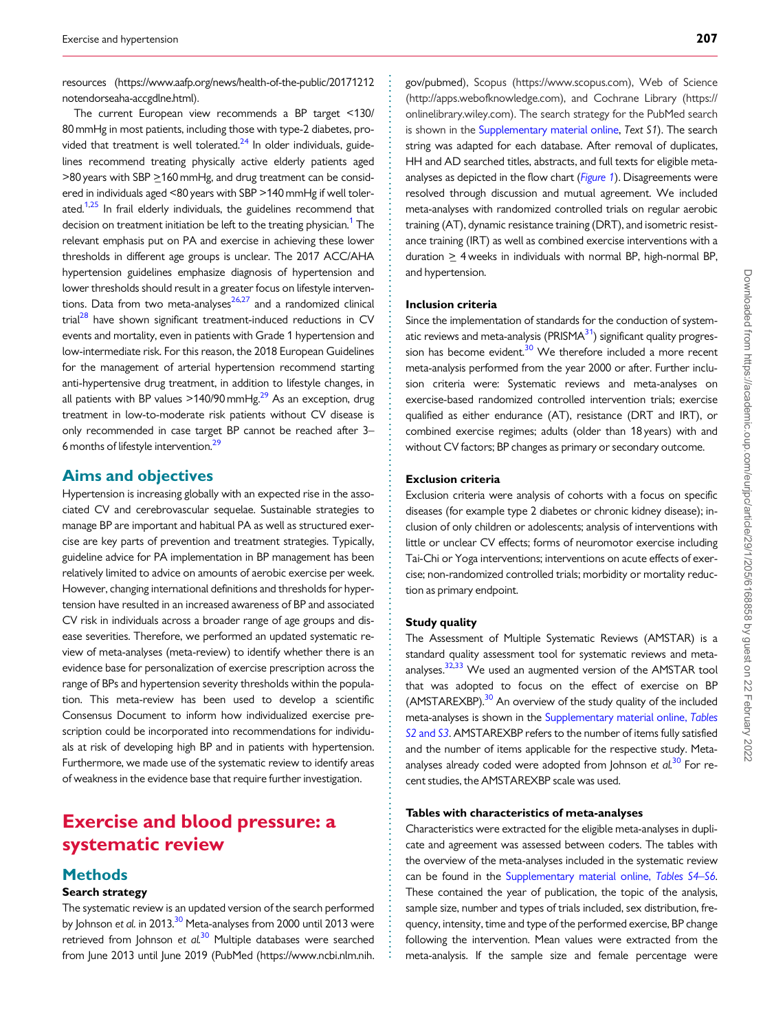resources (https://www.aafp.org/news/health-of-the-public/20171212notendorseaha-accgdlne.html).

The current European view recommends a BP target <130/80 mmHg in most patients, including those with type-2 diabetes, provided that treatment is well tolerated.[24] In older individuals, guidelines recommend treating physically active elderly patients aged >80 years with SBP ≥160 mmHg, and drug treatment can be considered in individuals aged <80 years with SBP >140 mmHg if well tolerated.[1,25] In frail elderly individuals, the guidelines recommend that decision on treatment initiation be left to the treating physician.[1] The relevant emphasis put on PA and exercise in achieving these lower thresholds in different age groups is unclear. The 2017 ACC/AHA hypertension guidelines emphasize diagnosis of hypertension and lower thresholds should result in a greater focus on lifestyle interventions. Data from two meta-analyses[26,27] and a randomized clinical trial[28] have shown significant treatment-induced reductions in CV events and mortality, even in patients with Grade 1 hypertension and low-intermediate risk. For this reason, the 2018 European Guidelines for the management of arterial hypertension recommend starting anti-hypertensive drug treatment, in addition to lifestyle changes, in all patients with BP values >140/90 mmHg.[29] As an exception, drug treatment in low-to-moderate risk patients without CV disease is only recommended in case target BP cannot be reached after 3–6 months of lifestyle intervention.[29]

## Aims and objectives

Hypertension is increasing globally with an expected rise in the associated CV and cerebrovascular sequelae. Sustainable strategies to manage BP are important and habitual PA as well as structured exercise are key parts of prevention and treatment strategies. Typically, guideline advice for PA implementation in BP management has been relatively limited to advice on amounts of aerobic exercise per week. However, changing international definitions and thresholds for hypertension have resulted in an increased awareness of BP and associated CV risk in individuals across a broader range of age groups and disease severities. Therefore, we performed an updated systematic review of meta-analyses (meta-review) to identify whether there is an evidence base for personalization of exercise prescription across the range of BPs and hypertension severity thresholds within the population. This meta-review has been used to develop a scientific Consensus Document to inform how individualized exercise prescription could be incorporated into recommendations for individuals at risk of developing high BP and in patients with hypertension. Furthermore, we made use of the systematic review to identify areas of weakness in the evidence base that require further investigation.

# Exercise and blood pressure: a systematic review

## Methods

### Search strategy

The systematic review is an updated version of the search performed by Johnson *et al.* in 2013.[30] Meta-analyses from 2000 until 2013 were retrieved from Johnson *et al.*[30] Multiple databases were searched from June 2013 until June 2019 (PubMed (https://www.ncbi.nlm.nih.gov/pubmed), Scopus (https://www.scopus.com), Web of Science (http://apps.webofknowledge.com), and Cochrane Library (https://onlinelibrary.wiley.com). The search strategy for the PubMed search is shown in the Supplementary material online, *Text S1*). The search string was adapted for each database. After removal of duplicates, HH and AD searched titles, abstracts, and full texts for eligible meta-analyses as depicted in the flow chart (*Figure 1*). Disagreements were resolved through discussion and mutual agreement. We included meta-analyses with randomized controlled trials on regular aerobic training (AT), dynamic resistance training (DRT), and isometric resistance training (IRT) as well as combined exercise interventions with a duration ≥ 4 weeks in individuals with normal BP, high-normal BP, and hypertension.

### Inclusion criteria

Since the implementation of standards for the conduction of systematic reviews and meta-analysis (PRISMA[31]) significant quality progression has become evident.[30] We therefore included a more recent meta-analysis performed from the year 2000 or after. Further inclusion criteria were: Systematic reviews and meta-analyses on exercise-based randomized controlled intervention trials; exercise qualified as either endurance (AT), resistance (DRT and IRT), or combined exercise regimes; adults (older than 18 years) with and without CV factors; BP changes as primary or secondary outcome.

### Exclusion criteria

Exclusion criteria were analysis of cohorts with a focus on specific diseases (for example type 2 diabetes or chronic kidney disease); inclusion of only children or adolescents; analysis of interventions with little or unclear CV effects; forms of neuromotor exercise including Tai-Chi or Yoga interventions; interventions on acute effects of exercise; non-randomized controlled trials; morbidity or mortality reduction as primary endpoint.

### Study quality

The Assessment of Multiple Systematic Reviews (AMSTAR) is a standard quality assessment tool for systematic reviews and meta-analyses.[32,33] We used an augmented version of the AMSTAR tool that was adopted to focus on the effect of exercise on BP (AMSTAREXBP).[30] An overview of the study quality of the included meta-analyses is shown in the Supplementary material online, *Tables S2 and S3*. AMSTAREXBP refers to the number of items fully satisfied and the number of items applicable for the respective study. Meta-analyses already coded were adopted from Johnson *et al.*[30] For recent studies, the AMSTAREXBP scale was used.

### Tables with characteristics of meta-analyses

Characteristics were extracted for the eligible meta-analyses in duplicate and agreement was assessed between coders. The tables with the overview of the meta-analyses included in the systematic review can be found in the Supplementary material online, *Tables S4–S6*. These contained the year of publication, the topic of the analysis, sample size, number and types of trials included, sex distribution, frequency, intensity, time and type of the performed exercise, BP change following the intervention. Mean values were extracted from the meta-analysis. If the sample size and female percentage were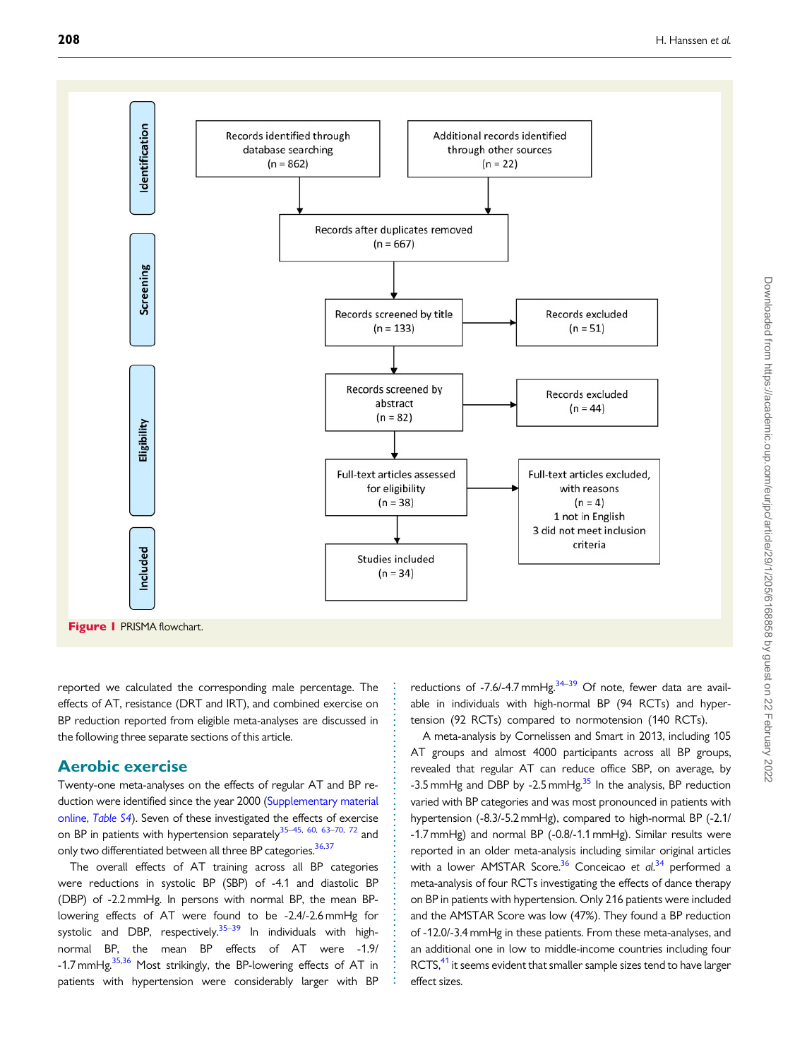**Identification**

Records identified through database searching (n = 862)

Additional records identified through other sources (n = 22)

Records after duplicates removed (n = 667)

**Screening**

Records screened by title (n = 133) → Records excluded (n = 51)

**Eligibility**

Records screened by abstract (n = 82) → Records excluded (n = 44)

Full-text articles assessed for eligibility (n = 38) → Full-text articles excluded, with reasons (n = 4): 1 not in English; 3 did not meet inclusion criteria

**Included**

Studies included (n = 34)

**Figure 1** PRISMA flowchart.

reported we calculated the corresponding male percentage. The effects of AT, resistance (DRT and IRT), and combined exercise on BP reduction reported from eligible meta-analyses are discussed in the following three separate sections of this article.

## Aerobic exercise

Twenty-one meta-analyses on the effects of regular AT and BP reduction were identified since the year 2000 (Supplementary material online, *Table S4*). Seven of these investigated the effects of exercise on BP in patients with hypertension separately[35–45, 60, 63–70, 72] and only two differentiated between all three BP categories.[36,37]

The overall effects of AT training across all BP categories were reductions in systolic BP (SBP) of -4.1 and diastolic BP (DBP) of -2.2 mmHg. In persons with normal BP, the mean BP-lowering effects of AT were found to be -2.4/-2.6 mmHg for systolic and DBP, respectively.[35–39] In individuals with high-normal BP, the mean BP effects of AT were -1.9/-1.7 mmHg.[35,36] Most strikingly, the BP-lowering effects of AT in patients with hypertension were considerably larger with BP reductions of -7.6/-4.7 mmHg.[34–39] Of note, fewer data are available in individuals with high-normal BP (94 RCTs) and hypertension (92 RCTs) compared to normotension (140 RCTs).

A meta-analysis by Cornelissen and Smart in 2013, including 105 AT groups and almost 4000 participants across all BP groups, revealed that regular AT can reduce office SBP, on average, by -3.5 mmHg and DBP by -2.5 mmHg.[35] In the analysis, BP reduction varied with BP categories and was most pronounced in patients with hypertension (-8.3/-5.2 mmHg), compared to high-normal BP (-2.1/-1.7 mmHg) and normal BP (-0.8/-1.1 mmHg). Similar results were reported in an older meta-analysis including similar original articles with a lower AMSTAR Score.[36] Conceicao *et al.*[34] performed a meta-analysis of four RCTs investigating the effects of dance therapy on BP in patients with hypertension. Only 216 patients were included and the AMSTAR Score was low (47%). They found a BP reduction of -12.0/-3.4 mmHg in these patients. From these meta-analyses, and an additional one in low to middle-income countries including four RCTS,[41] it seems evident that smaller sample sizes tend to have larger effect sizes.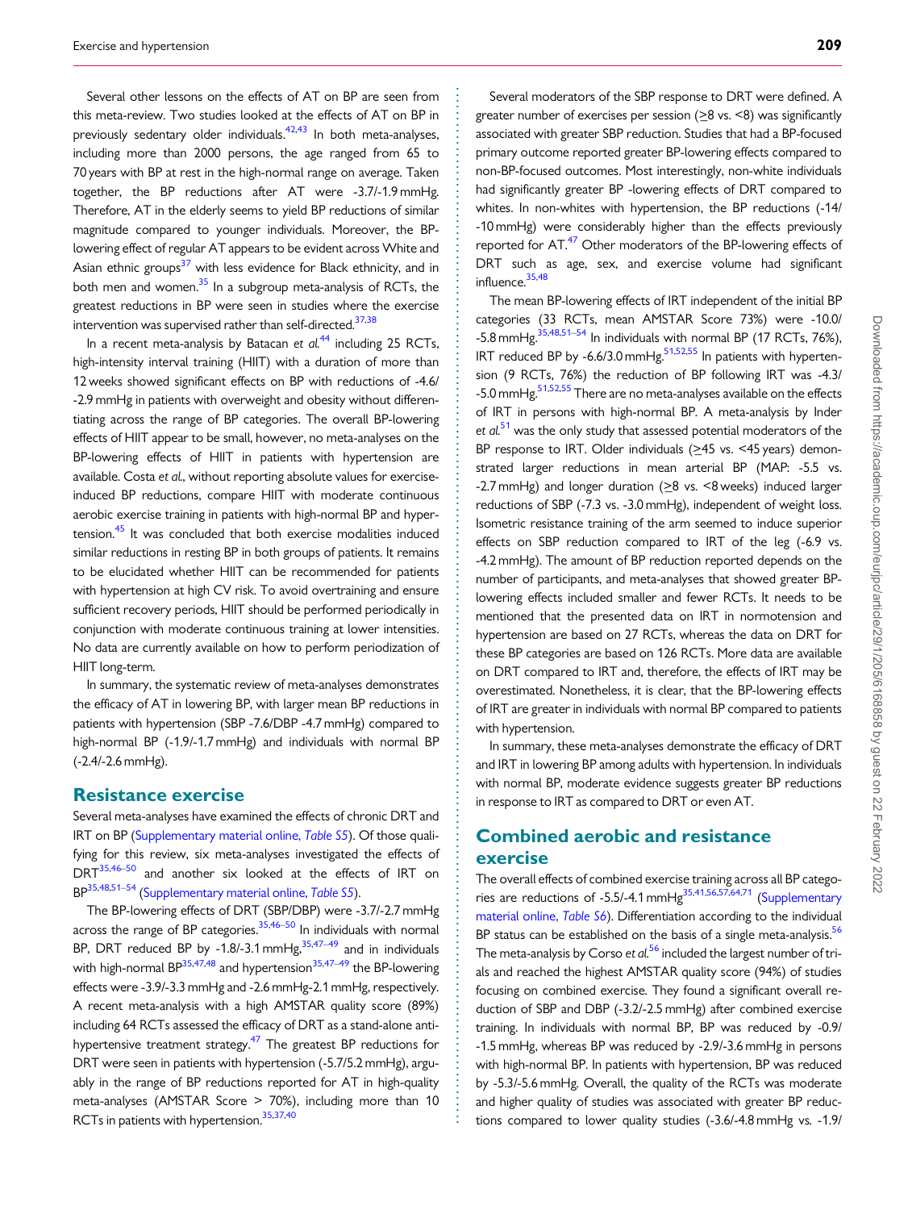Several other lessons on the effects of AT on BP are seen from this meta-review. Two studies looked at the effects of AT on BP in previously sedentary older individuals.[42,43] In both meta-analyses, including more than 2000 persons, the age ranged from 65 to 70 years with BP at rest in the high-normal range on average. Taken together, the BP reductions after AT were -3.7/-1.9 mmHg. Therefore, AT in the elderly seems to yield BP reductions of similar magnitude compared to younger individuals. Moreover, the BP-lowering effect of regular AT appears to be evident across White and Asian ethnic groups[37] with less evidence for Black ethnicity, and in both men and women.[35] In a subgroup meta-analysis of RCTs, the greatest reductions in BP were seen in studies where the exercise intervention was supervised rather than self-directed.[37,38]

In a recent meta-analysis by Batacan *et al.*[44] including 25 RCTs, high-intensity interval training (HIIT) with a duration of more than 12 weeks showed significant effects on BP with reductions of -4.6/-2.9 mmHg in patients with overweight and obesity without differentiating across the range of BP categories. The overall BP-lowering effects of HIIT appear to be small, however, no meta-analyses on the BP-lowering effects of HIIT in patients with hypertension are available. Costa *et al.*, without reporting absolute values for exercise-induced BP reductions, compare HIIT with moderate continuous aerobic exercise training in patients with high-normal BP and hypertension.[45] It was concluded that both exercise modalities induced similar reductions in resting BP in both groups of patients. It remains to be elucidated whether HIIT can be recommended for patients with hypertension at high CV risk. To avoid overtraining and ensure sufficient recovery periods, HIIT should be performed periodically in conjunction with moderate continuous training at lower intensities. No data are currently available on how to perform periodization of HIIT long-term.

In summary, the systematic review of meta-analyses demonstrates the efficacy of AT in lowering BP, with larger mean BP reductions in patients with hypertension (SBP -7.6/DBP -4.7 mmHg) compared to high-normal BP (-1.9/-1.7 mmHg) and individuals with normal BP (-2.4/-2.6 mmHg).

## Resistance exercise

Several meta-analyses have examined the effects of chronic DRT and IRT on BP (Supplementary material online, *Table S5*). Of those qualifying for this review, six meta-analyses investigated the effects of DRT[35,46–50] and another six looked at the effects of IRT on BP[35,48,51–54] (Supplementary material online, *Table S5*).

The BP-lowering effects of DRT (SBP/DBP) were -3.7/-2.7 mmHg across the range of BP categories.[35,46–50] In individuals with normal BP, DRT reduced BP by -1.8/-3.1 mmHg,[35,47–49] and in individuals with high-normal BP[35,47,48] and hypertension[35,47–49] the BP-lowering effects were -3.9/-3.3 mmHg and -2.6 mmHg-2.1 mmHg, respectively. A recent meta-analysis with a high AMSTAR quality score (89%) including 64 RCTs assessed the efficacy of DRT as a stand-alone antihypertensive treatment strategy.[47] The greatest BP reductions for DRT were seen in patients with hypertension (-5.7/5.2 mmHg), arguably in the range of BP reductions reported for AT in high-quality meta-analyses (AMSTAR Score > 70%), including more than 10 RCTs in patients with hypertension.[35,37,40]

Several moderators of the SBP response to DRT were defined. A greater number of exercises per session (≥8 vs. <8) was significantly associated with greater SBP reduction. Studies that had a BP-focused primary outcome reported greater BP-lowering effects compared to non-BP-focused outcomes. Most interestingly, non-white individuals had significantly greater BP -lowering effects of DRT compared to whites. In non-whites with hypertension, the BP reductions (-14/-10 mmHg) were considerably higher than the effects previously reported for AT.[47] Other moderators of the BP-lowering effects of DRT such as age, sex, and exercise volume had significant influence.[35,48]

The mean BP-lowering effects of IRT independent of the initial BP categories (33 RCTs, mean AMSTAR Score 73%) were -10.0/-5.8 mmHg.[35,48,51–54] In individuals with normal BP (17 RCTs, 76%), IRT reduced BP by -6.6/3.0 mmHg.[51,52,55] In patients with hypertension (9 RCTs, 76%) the reduction of BP following IRT was -4.3/-5.0 mmHg.[51,52,55] There are no meta-analyses available on the effects of IRT in persons with high-normal BP. A meta-analysis by Inder *et al.*[51] was the only study that assessed potential moderators of the BP response to IRT. Older individuals (≥45 vs. <45 years) demonstrated larger reductions in mean arterial BP (MAP: -5.5 vs. -2.7 mmHg) and longer duration (≥8 vs. <8 weeks) induced larger reductions of SBP (-7.3 vs. -3.0 mmHg), independent of weight loss. Isometric resistance training of the arm seemed to induce superior effects on SBP reduction compared to IRT of the leg (-6.9 vs. -4.2 mmHg). The amount of BP reduction reported depends on the number of participants, and meta-analyses that showed greater BP-lowering effects included smaller and fewer RCTs. It needs to be mentioned that the presented data on IRT in normotension and hypertension are based on 27 RCTs, whereas the data on DRT for these BP categories are based on 126 RCTs. More data are available on DRT compared to IRT and, therefore, the effects of IRT may be overestimated. Nonetheless, it is clear, that the BP-lowering effects of IRT are greater in individuals with normal BP compared to patients with hypertension.

In summary, these meta-analyses demonstrate the efficacy of DRT and IRT in lowering BP among adults with hypertension. In individuals with normal BP, moderate evidence suggests greater BP reductions in response to IRT as compared to DRT or even AT.

## Combined aerobic and resistance exercise

The overall effects of combined exercise training across all BP categories are reductions of -5.5/-4.1 mmHg[35,41,56,57,64,71] (Supplementary material online, *Table S6*). Differentiation according to the individual BP status can be established on the basis of a single meta-analysis.[56] The meta-analysis by Corso *et al.*[56] included the largest number of trials and reached the highest AMSTAR quality score (94%) of studies focusing on combined exercise. They found a significant overall reduction of SBP and DBP (-3.2/-2.5 mmHg) after combined exercise training. In individuals with normal BP, BP was reduced by -0.9/-1.5 mmHg, whereas BP was reduced by -2.9/-3.6 mmHg in persons with high-normal BP. In patients with hypertension, BP was reduced by -5.3/-5.6 mmHg. Overall, the quality of the RCTs was moderate and higher quality of studies was associated with greater BP reductions compared to lower quality studies (-3.6/-4.8 mmHg vs. -1.9/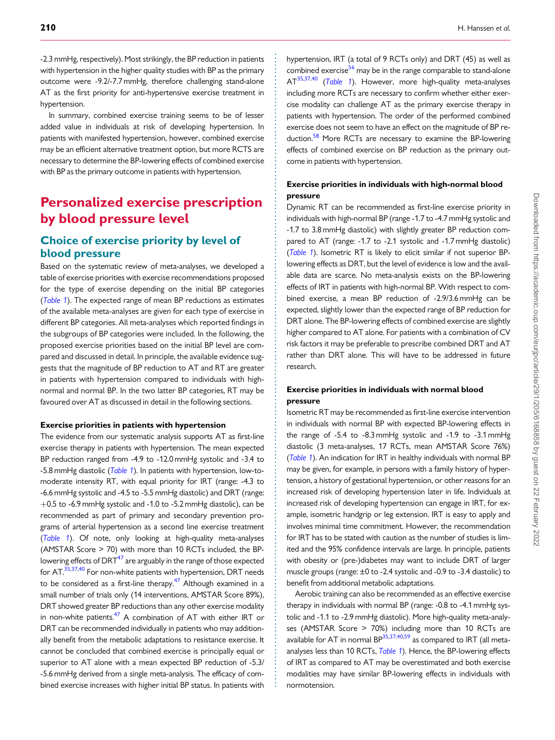-2.3 mmHg, respectively). Most strikingly, the BP reduction in patients with hypertension in the higher quality studies with BP as the primary outcome were -9.2/-7.7 mmHg, therefore challenging stand-alone AT as the first priority for anti-hypertensive exercise treatment in hypertension.

In summary, combined exercise training seems to be of lesser added value in individuals at risk of developing hypertension. In patients with manifested hypertension, however, combined exercise may be an efficient alternative treatment option, but more RCTS are necessary to determine the BP-lowering effects of combined exercise with BP as the primary outcome in patients with hypertension.

# Personalized exercise prescription by blood pressure level

## Choice of exercise priority by level of blood pressure

Based on the systematic review of meta-analyses, we developed a table of exercise priorities with exercise recommendations proposed for the type of exercise depending on the initial BP categories (*Table 1*). The expected range of mean BP reductions as estimates of the available meta-analyses are given for each type of exercise in different BP categories. All meta-analyses which reported findings in the subgroups of BP categories were included. In the following, the proposed exercise priorities based on the initial BP level are compared and discussed in detail. In principle, the available evidence suggests that the magnitude of BP reduction to AT and RT are greater in patients with hypertension compared to individuals with high-normal and normal BP. In the two latter BP categories, RT may be favoured over AT as discussed in detail in the following sections.

### Exercise priorities in patients with hypertension

The evidence from our systematic analysis supports AT as first-line exercise therapy in patients with hypertension. The mean expected BP reduction ranged from -4.9 to -12.0 mmHg systolic and -3.4 to -5.8 mmHg diastolic (*Table 1*). In patients with hypertension, low-to-moderate intensity RT, with equal priority for IRT (range: -4.3 to -6.6 mmHg systolic and -4.5 to -5.5 mmHg diastolic) and DRT (range: +0.5 to -6.9 mmHg systolic and -1.0 to -5.2 mmHg diastolic), can be recommended as part of primary and secondary prevention programs of arterial hypertension as a second line exercise treatment (*Table 1*). Of note, only looking at high-quality meta-analyses (AMSTAR Score > 70) with more than 10 RCTs included, the BP-lowering effects of DRT[47] are arguably in the range of those expected for AT.[35,37,40] For non-white patients with hypertension, DRT needs to be considered as a first-line therapy.[47] Although examined in a small number of trials only (14 interventions, AMSTAR Score 89%), DRT showed greater BP reductions than any other exercise modality in non-white patients.[47] A combination of AT with either IRT or DRT can be recommended individually in patients who may additionally benefit from the metabolic adaptations to resistance exercise. It cannot be concluded that combined exercise is principally equal or superior to AT alone with a mean expected BP reduction of -5.3/-5.6 mmHg derived from a single meta-analysis. The efficacy of combined exercise increases with higher initial BP status. In patients with hypertension, IRT (a total of 9 RCTs only) and DRT (45) as well as combined exercise[56] may be in the range comparable to stand-alone AT[35,37,40] (*Table 1*). However, more high-quality meta-analyses including more RCTs are necessary to confirm whether either exercise modality can challenge AT as the primary exercise therapy in patients with hypertension. The order of the performed combined exercise does not seem to have an effect on the magnitude of BP reduction.[58] More RCTs are necessary to examine the BP-lowering effects of combined exercise on BP reduction as the primary outcome in patients with hypertension.

### Exercise priorities in individuals with high-normal blood pressure

Dynamic RT can be recommended as first-line exercise priority in individuals with high-normal BP (range -1.7 to -4.7 mmHg systolic and -1.7 to 3.8 mmHg diastolic) with slightly greater BP reduction compared to AT (range: -1.7 to -2.1 systolic and -1.7 mmHg diastolic) (*Table 1*). Isometric RT is likely to elicit similar if not superior BP-lowering effects as DRT, but the level of evidence is low and the available data are scarce. No meta-analysis exists on the BP-lowering effects of IRT in patients with high-normal BP. With respect to combined exercise, a mean BP reduction of -2.9/3.6 mmHg can be expected, slightly lower than the expected range of BP reduction for DRT alone. The BP-lowering effects of combined exercise are slightly higher compared to AT alone. For patients with a combination of CV risk factors it may be preferable to prescribe combined DRT and AT rather than DRT alone. This will have to be addressed in future research.

### Exercise priorities in individuals with normal blood pressure

Isometric RT may be recommended as first-line exercise intervention in individuals with normal BP with expected BP-lowering effects in the range of -5.4 to -8.3 mmHg systolic and -1.9 to -3.1 mmHg diastolic (3 meta-analyses, 17 RCTs, mean AMSTAR Score 76%) (*Table 1*). An indication for IRT in healthy individuals with normal BP may be given, for example, in persons with a family history of hypertension, a history of gestational hypertension, or other reasons for an increased risk of developing hypertension later in life. Individuals at increased risk of developing hypertension can engage in IRT, for example, isometric handgrip or leg extension. IRT is easy to apply and involves minimal time commitment. However, the recommendation for IRT has to be stated with caution as the number of studies is limited and the 95% confidence intervals are large. In principle, patients with obesity or (pre-)diabetes may want to include DRT of larger muscle groups (range: ±0 to -2.4 systolic and -0.9 to -3.4 diastolic) to benefit from additional metabolic adaptations.

Aerobic training can also be recommended as an effective exercise therapy in individuals with normal BP (range: -0.8 to -4.1 mmHg systolic and -1.1 to -2.9 mmHg diastolic). More high-quality meta-analyses (AMSTAR Score > 70%) including more than 10 RCTs are available for AT in normal BP[35,37,40,59] as compared to IRT (all meta-analyses less than 10 RCTs, *Table 1*). Hence, the BP-lowering effects of IRT as compared to AT may be overestimated and both exercise modalities may have similar BP-lowering effects in individuals with normotension.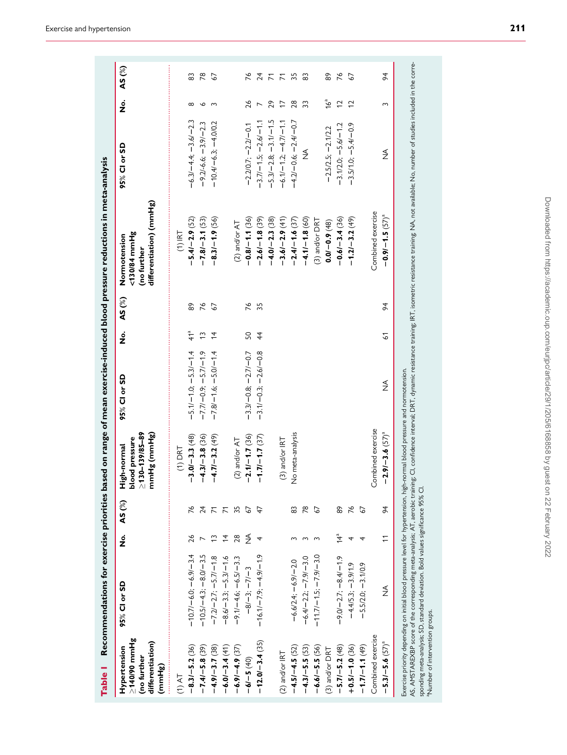**Table 1 Recommendations for exercise priorities based on range of mean exercise-induced blood pressure reductions in meta-analysis**

| Hypertension ≥140/90 mmHg (no further differentiation) (mmHg) | 95% CI or SD | No. | AS (%) | High-normal blood pressure ≥130–139/85–89 mmHg (mmHg) | 95% CI or SD | No. | AS (%) | Normotension <130/84 mmHg (no further differentiation) (mmHg) | 95% CI or SD | No. | AS (%) |
|---|---|---|---|---|---|---|---|---|---|---|---|
| (1) AT | | | | (1) DRT | | | | (1) IRT | | | |
| **−8.3/−5.2** (36) | −10.7/−6.0; −6.9/−3.4 | 26 | 76 | **−3.0/−3.3** (48) | −5.1/−1.0; −5.3/−1.4 | 41[a] | 89 | **−5.4/−2.9** (52) | −6.3/−4.4; −3.6/−2.3 | 8 | 83 |
| **−7.4/−5.8** (39) | −10.5/−4.3; −8.0/−3.5 | 7 | 24 | **−4.3/−3.8** (36) | −7.7/−0.9; −5.7/−1.9 | 13 | 76 | **−7.8/−3.1** (53) | −9.2/-6.6; −3.9/−2.3 | 6 | 78 |
| **−4.9/−3.7** (38) | −7.2/−2.7; −5.7/−1.8 | 13 | 71 | **−4.7/−3.2** (49) | −7.8/−1.6; −5.0/−1.4 | 14 | 67 | **−8.3/−1.9** (56) | −10.4/−6.3; −4.0/0.2 | 3 | 67 |
| **−6.0/−3.4** (41) | −8.6/−3.3; −5.3/−1.6 | 14 | 71 | | | | | | | | |
| **−6.9/−4.9** (37) | −9.1/−4.6; −6.5/−3.3 | 28 | 35 | (2) and/or AT | | | | (2) and/or AT | | | |
| **−6/−5** (40) | −8/−3; −7/−3 | NA | 67 | **−2.1/−1.7** (36) | −3.3/−0.8; −2.7/−0.7 | 50 | 76 | **−0.8/−1.1** (36) | −2.2/0.7; −2.2/−0.1 | 26 | 76 |
| **−12.0/−3.4** (35) | −16.1/−7.9; −4.9/−1.9 | 4 | 47 | **−1.7/−1.7** (37) | −3.1/−0.3; −2.6/−0.8 | 44 | 35 | **−2.6/−1.8** (39) | −3.7/−1.5; −2.6/−1.1 | 7 | 24 |
| | | | | | | | | **−4.0/−2.3** (38) | −5.3/−2.8; −3.1/−1.5 | 29 | 71 |
| (2) and/or IRT | | | | (3) and/or IRT | | | | **−3.6/−2.9** (41) | −6.1/−1.2; −4.7/−1.1 | 17 | 71 |
| **−4.5/−4.5** (52) | −6.6/2.4; −6.9/−2.0 | 3 | 83 | No meta-analysis | | | | **−2.4/−1.6** (37) | −4.2/−0.6; −2.4/−0.7 | 28 | 35 |
| **−4.3/−5.5** (53) | −6.4/−2.2; −7.9/−3.0 | 3 | 78 | | | | | **−4.1/−1.8** (60) | NA | 33 | 83 |
| **−6.6/−5.5** (56) | −11.7/−1.5; −7.9/−3.0 | 3 | 67 | | | | | (3) and/or DRT | | | |
| (3) and/or DRT | | | | | | | | **0.0/−0.9** (48) | −2.5/2.5; −2.1/2.2 | 16[a] | 89 |
| **−5.7/−5.2** (48) | −9.0/−2.7; −8.4/−1.9 | 14[a] | 89 | | | | | **−0.6/−3.4** (36) | −3.1/2.0; −5.6/−1.2 | 12 | 76 |
| **+0.5/−1.0** (36) | −4.4/5.3; −3.9/1.9 | 4 | 76 | | | | | **−1.2/−3.2** (49) | −3.5/1.0; −5.4/−0.9 | 12 | 67 |
| **−1.7/−1.1** (49) | −5.5/2.0; −3.1/0.9 | 4 | 67 | | | | | | | | |
| Combined exercise | | | | Combined exercise | | | | Combined exercise | | | |
| **−5.3/−5.6** (57)[a] | NA | 11 | 94 | **−2.9/−3.6** (57)[a] | NA | 61 | 94 | **−0.9/−1.5** (57)[a] | NA | 3 | 94 |

Exercise priority depending on initial blood pressure level for hypertension, high-normal blood pressure and normotension.

AS, AMSTAREXBP score of the corresponding meta-analysis; AT, aerobic training; CI, confidence interval; DRT, dynamic resistance training; IRT, isometric resistance training; NA, not available; No, number of studies included in the corresponding meta-analysis; SD, standard deviation. Bold values significance 95% CI.

[a]Number of intervention groups.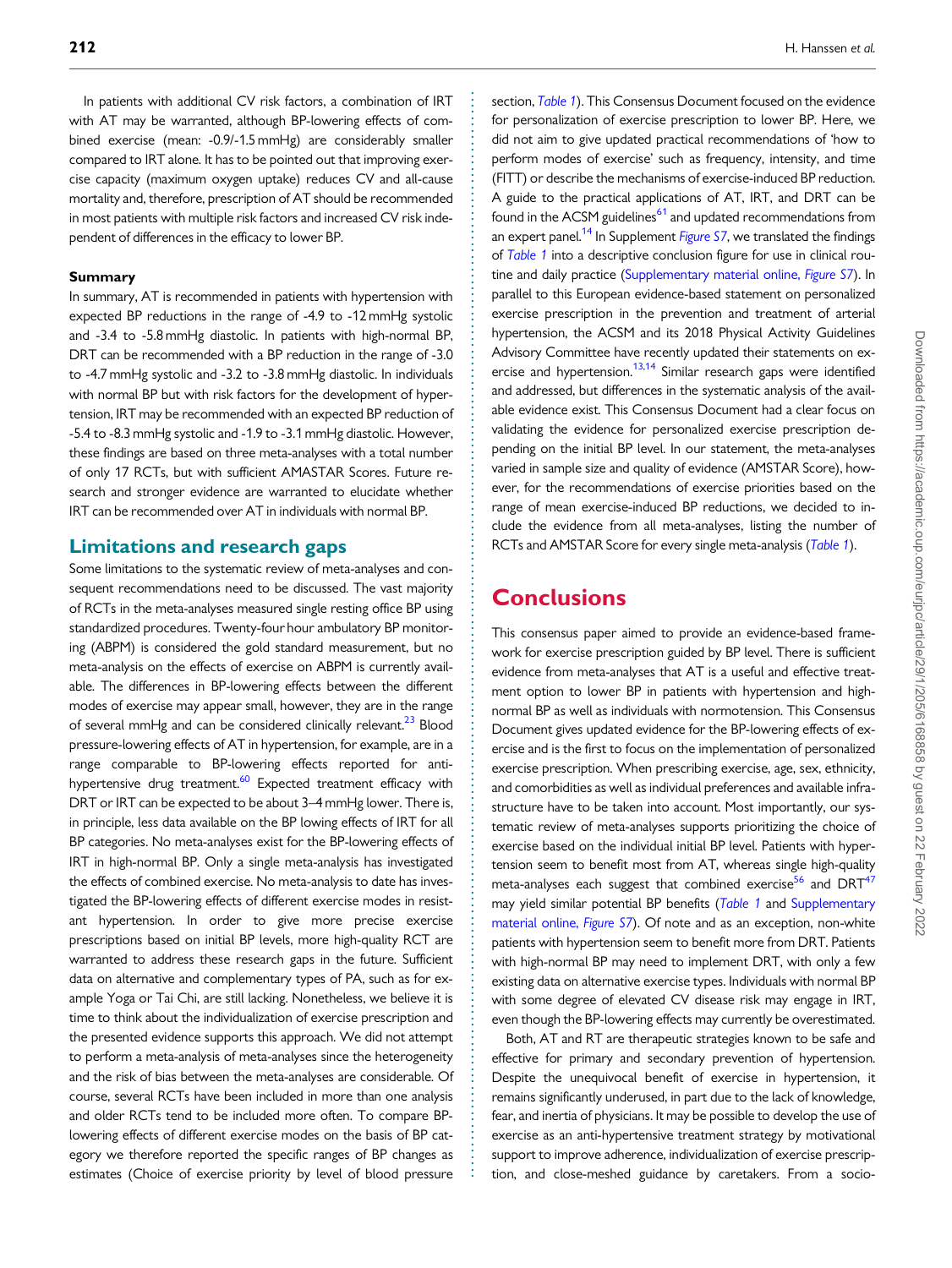In patients with additional CV risk factors, a combination of IRT with AT may be warranted, although BP-lowering effects of combined exercise (mean: -0.9/-1.5 mmHg) are considerably smaller compared to IRT alone. It has to be pointed out that improving exercise capacity (maximum oxygen uptake) reduces CV and all-cause mortality and, therefore, prescription of AT should be recommended in most patients with multiple risk factors and increased CV risk independent of differences in the efficacy to lower BP.

#### Summary

In summary, AT is recommended in patients with hypertension with expected BP reductions in the range of -4.9 to -12 mmHg systolic and -3.4 to -5.8 mmHg diastolic. In patients with high-normal BP, DRT can be recommended with a BP reduction in the range of -3.0 to -4.7 mmHg systolic and -3.2 to -3.8 mmHg diastolic. In individuals with normal BP but with risk factors for the development of hypertension, IRT may be recommended with an expected BP reduction of -5.4 to -8.3 mmHg systolic and -1.9 to -3.1 mmHg diastolic. However, these findings are based on three meta-analyses with a total number of only 17 RCTs, but with sufficient AMASTAR Scores. Future research and stronger evidence are warranted to elucidate whether IRT can be recommended over AT in individuals with normal BP.

## Limitations and research gaps

Some limitations to the systematic review of meta-analyses and consequent recommendations need to be discussed. The vast majority of RCTs in the meta-analyses measured single resting office BP using standardized procedures. Twenty-four hour ambulatory BP monitoring (ABPM) is considered the gold standard measurement, but no meta-analysis on the effects of exercise on ABPM is currently available. The differences in BP-lowering effects between the different modes of exercise may appear small, however, they are in the range of several mmHg and can be considered clinically relevant.[23] Blood pressure-lowering effects of AT in hypertension, for example, are in a range comparable to BP-lowering effects reported for anti-hypertensive drug treatment.[60] Expected treatment efficacy with DRT or IRT can be expected to be about 3–4 mmHg lower. There is, in principle, less data available on the BP lowing effects of IRT for all BP categories. No meta-analyses exist for the BP-lowering effects of IRT in high-normal BP. Only a single meta-analysis has investigated the effects of combined exercise. No meta-analysis to date has investigated the BP-lowering effects of different exercise modes in resistant hypertension. In order to give more precise exercise prescriptions based on initial BP levels, more high-quality RCT are warranted to address these research gaps in the future. Sufficient data on alternative and complementary types of PA, such as for example Yoga or Tai Chi, are still lacking. Nonetheless, we believe it is time to think about the individualization of exercise prescription and the presented evidence supports this approach. We did not attempt to perform a meta-analysis of meta-analyses since the heterogeneity and the risk of bias between the meta-analyses are considerable. Of course, several RCTs have been included in more than one analysis and older RCTs tend to be included more often. To compare BP-lowering effects of different exercise modes on the basis of BP category we therefore reported the specific ranges of BP changes as estimates (Choice of exercise priority by level of blood pressure section, *Table 1*). This Consensus Document focused on the evidence for personalization of exercise prescription to lower BP. Here, we did not aim to give updated practical recommendations of 'how to perform modes of exercise' such as frequency, intensity, and time (FITT) or describe the mechanisms of exercise-induced BP reduction. A guide to the practical applications of AT, IRT, and DRT can be found in the ACSM guidelines[61] and updated recommendations from an expert panel.[14] In Supplement *Figure S7*, we translated the findings of *Table 1* into a descriptive conclusion figure for use in clinical routine and daily practice (Supplementary material online, *Figure S7*). In parallel to this European evidence-based statement on personalized exercise prescription in the prevention and treatment of arterial hypertension, the ACSM and its 2018 Physical Activity Guidelines Advisory Committee have recently updated their statements on exercise and hypertension.[13,14] Similar research gaps were identified and addressed, but differences in the systematic analysis of the available evidence exist. This Consensus Document had a clear focus on validating the evidence for personalized exercise prescription depending on the initial BP level. In our statement, the meta-analyses varied in sample size and quality of evidence (AMSTAR Score), however, for the recommendations of exercise priorities based on the range of mean exercise-induced BP reductions, we decided to include the evidence from all meta-analyses, listing the number of RCTs and AMSTAR Score for every single meta-analysis (*Table 1*).

# Conclusions

This consensus paper aimed to provide an evidence-based framework for exercise prescription guided by BP level. There is sufficient evidence from meta-analyses that AT is a useful and effective treatment option to lower BP in patients with hypertension and high-normal BP as well as individuals with normotension. This Consensus Document gives updated evidence for the BP-lowering effects of exercise and is the first to focus on the implementation of personalized exercise prescription. When prescribing exercise, age, sex, ethnicity, and comorbidities as well as individual preferences and available infrastructure have to be taken into account. Most importantly, our systematic review of meta-analyses supports prioritizing the choice of exercise based on the individual initial BP level. Patients with hypertension seem to benefit most from AT, whereas single high-quality meta-analyses each suggest that combined exercise[56] and DRT[47] may yield similar potential BP benefits (*Table 1* and Supplementary material online, *Figure S7*). Of note and as an exception, non-white patients with hypertension seem to benefit more from DRT. Patients with high-normal BP may need to implement DRT, with only a few existing data on alternative exercise types. Individuals with normal BP with some degree of elevated CV disease risk may engage in IRT, even though the BP-lowering effects may currently be overestimated.

Both, AT and RT are therapeutic strategies known to be safe and effective for primary and secondary prevention of hypertension. Despite the unequivocal benefit of exercise in hypertension, it remains significantly underused, in part due to the lack of knowledge, fear, and inertia of physicians. It may be possible to develop the use of exercise as an anti-hypertensive treatment strategy by motivational support to improve adherence, individualization of exercise prescription, and close-meshed guidance by caretakers. From a socio-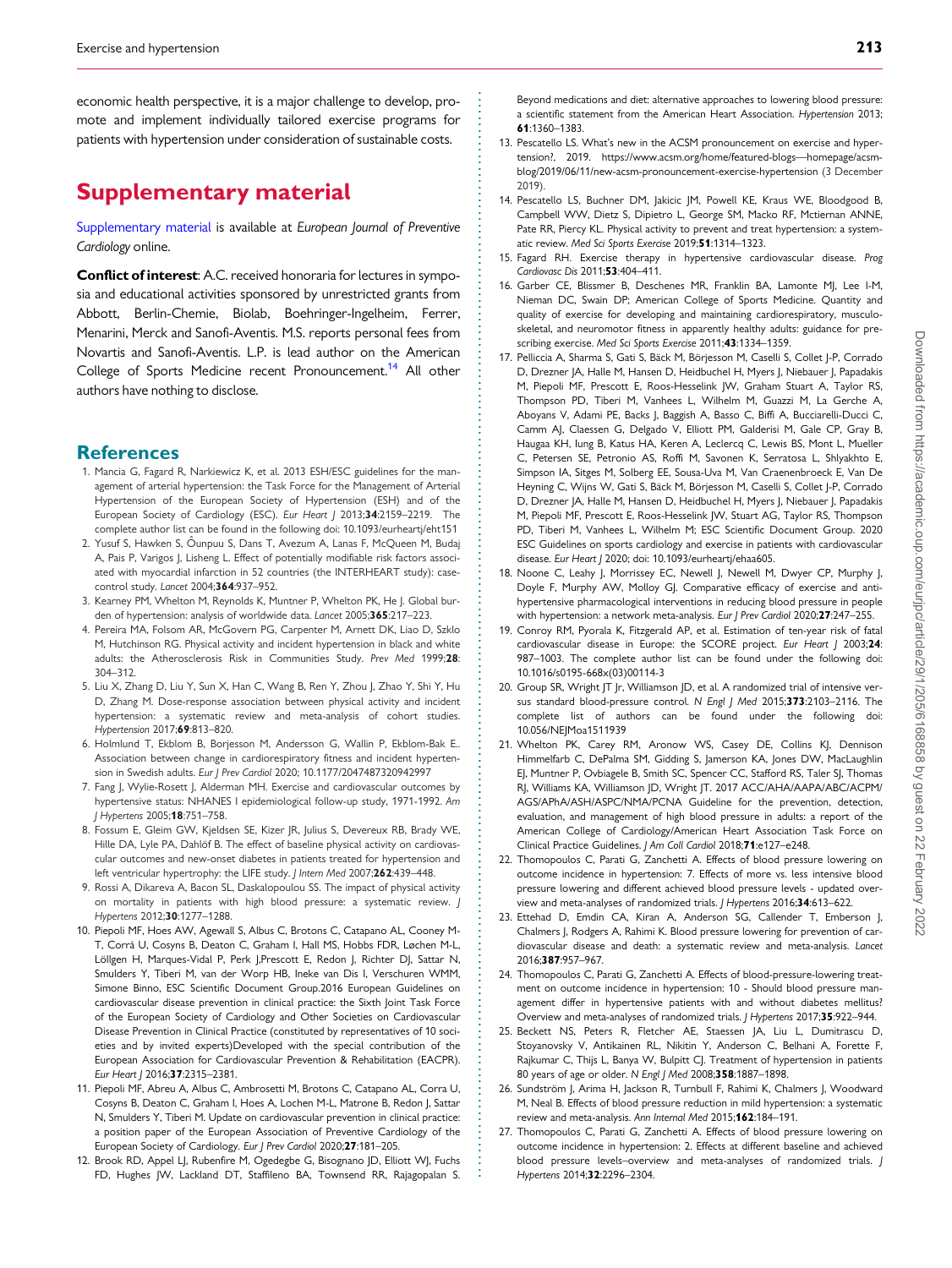economic health perspective, it is a major challenge to develop, promote and implement individually tailored exercise programs for patients with hypertension under consideration of sustainable costs.

# Supplementary material

Supplementary material is available at *European Journal of Preventive Cardiology* online.

**Conflict of interest**: A.C. received honoraria for lectures in symposia and educational activities sponsored by unrestricted grants from Abbott, Berlin-Chemie, Biolab, Boehringer-Ingelheim, Ferrer, Menarini, Merck and Sanofi-Aventis. M.S. reports personal fees from Novartis and Sanofi-Aventis. L.P. is lead author on the American College of Sports Medicine recent Pronouncement.[14] All other authors have nothing to disclose.

## References

1. Mancia G, Fagard R, Narkiewicz K, et al. 2013 ESH/ESC guidelines for the management of arterial hypertension: the Task Force for the Management of Arterial Hypertension of the European Society of Hypertension (ESH) and of the European Society of Cardiology (ESC). *Eur Heart J* 2013;**34**:2159–2219. The complete author list can be found in the following doi: 10.1093/eurheartj/eht151
2. Yusuf S, Hawken S, Ôunpuu S, Dans T, Avezum A, Lanas F, McQueen M, Budaj A, Pais P, Varigos J, Lisheng L. Effect of potentially modifiable risk factors associated with myocardial infarction in 52 countries (the INTERHEART study): case-control study. *Lancet* 2004;**364**:937–952.
3. Kearney PM, Whelton M, Reynolds K, Muntner P, Whelton PK, He J. Global burden of hypertension: analysis of worldwide data. *Lancet* 2005;**365**:217–223.
4. Pereira MA, Folsom AR, McGovern PG, Carpenter M, Arnett DK, Liao D, Szklo M, Hutchinson RG. Physical activity and incident hypertension in black and white adults: the Atherosclerosis Risk in Communities Study. *Prev Med* 1999;**28**: 304–312.
5. Liu X, Zhang D, Liu Y, Sun X, Han C, Wang B, Ren Y, Zhou J, Zhao Y, Shi Y, Hu D, Zhang M. Dose-response association between physical activity and incident hypertension: a systematic review and meta-analysis of cohort studies. *Hypertension* 2017;**69**:813–820.
6. Holmlund T, Ekblom B, Borjesson M, Andersson G, Wallin P, Ekblom-Bak E.. Association between change in cardiorespiratory fitness and incident hypertension in Swedish adults. *Eur J Prev Cardiol* 2020; 10.1177/2047487320942997
7. Fang J, Wylie-Rosett J, Alderman MH. Exercise and cardiovascular outcomes by hypertensive status: NHANES I epidemiological follow-up study, 1971-1992. *Am J Hypertens* 2005;**18**:751–758.
8. Fossum E, Gleim GW, Kjeldsen SE, Kizer JR, Julius S, Devereux RB, Brady WE, Hille DA, Lyle PA, Dahlöf B. The effect of baseline physical activity on cardiovascular outcomes and new-onset diabetes in patients treated for hypertension and left ventricular hypertrophy: the LIFE study. *J Intern Med* 2007;**262**:439–448.
9. Rossi A, Dikareva A, Bacon SL, Daskalopoulou SS. The impact of physical activity on mortality in patients with high blood pressure: a systematic review. *J Hypertens* 2012;**30**:1277–1288.
10. Piepoli MF, Hoes AW, Agewall S, Albus C, Brotons C, Catapano AL, Cooney M-T, Corrà U, Cosyns B, Deaton C, Graham I, Hall MS, Hobbs FDR, Løchen M-L, Löllgen H, Marques-Vidal P, Perk J,Prescott E, Redon J, Richter DJ, Sattar N, Smulders Y, Tiberi M, van der Worp HB, Ineke van Dis I, Verschuren WMM, Simone Binno, ESC Scientific Document Group.2016 European Guidelines on cardiovascular disease prevention in clinical practice: the Sixth Joint Task Force of the European Society of Cardiology and Other Societies on Cardiovascular Disease Prevention in Clinical Practice (constituted by representatives of 10 societies and by invited experts)Developed with the special contribution of the European Association for Cardiovascular Prevention & Rehabilitation (EACPR). *Eur Heart J* 2016;**37**:2315–2381.
11. Piepoli MF, Abreu A, Albus C, Ambrosetti M, Brotons C, Catapano AL, Corra U, Cosyns B, Deaton C, Graham I, Hoes A, Lochen M-L, Matrone B, Redon J, Sattar N, Smulders Y, Tiberi M. Update on cardiovascular prevention in clinical practice: a position paper of the European Association of Preventive Cardiology of the European Society of Cardiology. *Eur J Prev Cardiol* 2020;**27**:181–205.
12. Brook RD, Appel LJ, Rubenfire M, Ogedegbe G, Bisognano JD, Elliott WJ, Fuchs FD, Hughes JW, Lackland DT, Staffileno BA, Townsend RR, Rajagopalan S. Beyond medications and diet: alternative approaches to lowering blood pressure: a scientific statement from the American Heart Association. *Hypertension* 2013; **61**:1360–1383.
13. Pescatello LS. What's new in the ACSM pronouncement on exercise and hypertension?, 2019. https://www.acsm.org/home/featured-blogs—homepage/acsm-blog/2019/06/11/new-acsm-pronouncement-exercise-hypertension (3 December 2019).
14. Pescatello LS, Buchner DM, Jakicic JM, Powell KE, Kraus WE, Bloodgood B, Campbell WW, Dietz S, Dipietro L, George SM, Macko RF, Mctiernan ANNE, Pate RR, Piercy KL. Physical activity to prevent and treat hypertension: a systematic review. *Med Sci Sports Exercise* 2019;**51**:1314–1323.
15. Fagard RH. Exercise therapy in hypertensive cardiovascular disease. *Prog Cardiovasc Dis* 2011;**53**:404–411.
16. Garber CE, Blissmer B, Deschenes MR, Franklin BA, Lamonte MJ, Lee I-M, Nieman DC, Swain DP; American College of Sports Medicine. Quantity and quality of exercise for developing and maintaining cardiorespiratory, musculoskeletal, and neuromotor fitness in apparently healthy adults: guidance for prescribing exercise. *Med Sci Sports Exercise* 2011;**43**:1334–1359.
17. Pelliccia A, Sharma S, Gati S, Bäck M, Börjesson M, Caselli S, Collet J-P, Corrado D, Drezner JA, Halle M, Hansen D, Heidbuchel H, Myers J, Niebauer J, Papadakis M, Piepoli MF, Prescott E, Roos-Hesselink JW, Graham Stuart A, Taylor RS, Thompson PD, Tiberi M, Vanhees L, Wilhelm M, Guazzi M, La Gerche A, Aboyans V, Adami PE, Backs J, Baggish A, Basso C, Biffi A, Bucciarelli-Ducci C, Camm AJ, Claessen G, Delgado V, Elliott PM, Galderisi M, Gale CP, Gray B, Haugaa KH, Iung B, Katus HA, Keren A, Leclercq C, Lewis BS, Mont L, Mueller C, Petersen SE, Petronio AS, Roffi M, Savonen K, Serratosa L, Shlyakhto E, Simpson IA, Sitges M, Solberg EE, Sousa-Uva M, Van Craenenbroeck E, Van De Heyning C, Wijns W, Gati S, Bäck M, Börjesson M, Caselli S, Collet J-P, Corrado D, Drezner JA, Halle M, Hansen D, Heidbuchel H, Myers J, Niebauer J, Papadakis M, Piepoli MF, Prescott E, Roos-Hesselink JW, Stuart AG, Taylor RS, Thompson PD, Tiberi M, Vanhees L, Wilhelm M; ESC Scientific Document Group. 2020 ESC Guidelines on sports cardiology and exercise in patients with cardiovascular disease. *Eur Heart J* 2020; doi: 10.1093/eurheartj/ehaa605.
18. Noone C, Leahy J, Morrissey EC, Newell J, Newell M, Dwyer CP, Murphy J, Doyle F, Murphy AW, Molloy GJ. Comparative efficacy of exercise and anti-hypertensive pharmacological interventions in reducing blood pressure in people with hypertension: a network meta-analysis. *Eur J Prev Cardiol* 2020;**27**:247–255.
19. Conroy RM, Pyorala K, Fitzgerald AP, et al. Estimation of ten-year risk of fatal cardiovascular disease in Europe: the SCORE project. *Eur Heart J* 2003;**24**: 987–1003. The complete author list can be found under the following doi: 10.1016/s0195-668x(03)00114-3
20. Group SR, Wright JT Jr, Williamson JD, et al. A randomized trial of intensive versus standard blood-pressure control. *N Engl J Med* 2015;**373**:2103–2116. The complete list of authors can be found under the following doi: 10.056/NEJMoa1511939
21. Whelton PK, Carey RM, Aronow WS, Casey DE, Collins KJ, Dennison Himmelfarb C, DePalma SM, Gidding S, Jamerson KA, Jones DW, MacLaughlin EJ, Muntner P, Ovbiagele B, Smith SC, Spencer CC, Stafford RS, Taler SJ, Thomas RJ, Williams KA, Williamson JD, Wright JT. 2017 ACC/AHA/AAPA/ABC/ACPM/AGS/APhA/ASH/ASPC/NMA/PCNA Guideline for the prevention, detection, evaluation, and management of high blood pressure in adults: a report of the American College of Cardiology/American Heart Association Task Force on Clinical Practice Guidelines. *J Am Coll Cardiol* 2018;**71**:e127–e248.
22. Thomopoulos C, Parati G, Zanchetti A. Effects of blood pressure lowering on outcome incidence in hypertension: 7. Effects of more vs. less intensive blood pressure lowering and different achieved blood pressure levels - updated overview and meta-analyses of randomized trials. *J Hypertens* 2016;**34**:613–622.
23. Ettehad D, Emdin CA, Kiran A, Anderson SG, Callender T, Emberson J, Chalmers J, Rodgers A, Rahimi K. Blood pressure lowering for prevention of cardiovascular disease and death: a systematic review and meta-analysis. *Lancet* 2016;**387**:957–967.
24. Thomopoulos C, Parati G, Zanchetti A. Effects of blood-pressure-lowering treatment on outcome incidence in hypertension: 10 - Should blood pressure management differ in hypertensive patients with and without diabetes mellitus? Overview and meta-analyses of randomized trials. *J Hypertens* 2017;**35**:922–944.
25. Beckett NS, Peters R, Fletcher AE, Staessen JA, Liu L, Dumitrascu D, Stoyanovsky V, Antikainen RL, Nikitin Y, Anderson C, Belhani A, Forette F, Rajkumar C, Thijs L, Banya W, Bulpitt CJ. Treatment of hypertension in patients 80 years of age or older. *N Engl J Med* 2008;**358**:1887–1898.
26. Sundström J, Arima H, Jackson R, Turnbull F, Rahimi K, Chalmers J, Woodward M, Neal B. Effects of blood pressure reduction in mild hypertension: a systematic review and meta-analysis. *Ann Internal Med* 2015;**162**:184–191.
27. Thomopoulos C, Parati G, Zanchetti A. Effects of blood pressure lowering on outcome incidence in hypertension: 2. Effects at different baseline and achieved blood pressure levels–overview and meta-analyses of randomized trials. *J Hypertens* 2014;**32**:2296–2304.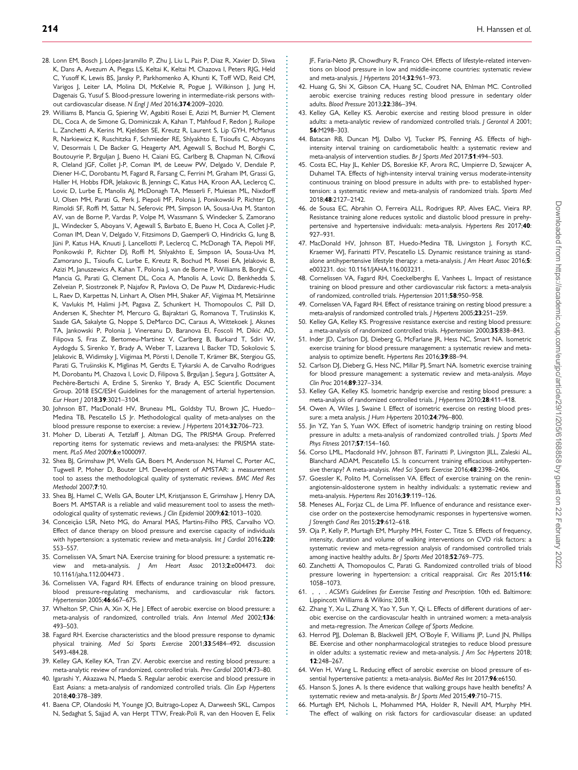28. Lonn EM, Bosch J, López-Jaramillo P, Zhu J, Liu L, Pais P, Diaz R, Xavier D, Sliwa K, Dans A, Avezum A, Piegas LS, Keltai K, Keltai M, Chazova I, Peters RJG, Held C, Yusoff K, Lewis BS, Jansky P, Parkhomenko A, Khunti K, Toff WD, Reid CM, Varigos J, Leiter LA, Molina DI, McKelvie R, Pogue J, Wilkinson J, Jung H, Dagenais G, Yusuf S. Blood-pressure lowering in intermediate-risk persons without cardiovascular disease. *N Engl J Med* 2016;**374**:2009–2020.
29. Williams B, Mancia G, Spiering W, Agabiti Rosei E, Azizi M, Burnier M, Clement DL, Coca A, de Simone G, Dominiczak A, Kahan T, Mahfoud F, Redon J, Ruilope L, Zanchetti A, Kerins M, Kjeldsen SE, Kreutz R, Laurent S, Lip GYH, McManus R, Narkiewicz K, Ruschitzka F, Schmieder RE, Shlyakhto E, Tsioufis C, Aboyans V, Desormais I, De Backer G, Heagerty AM, Agewall S, Bochud M, Borghi C, Boutouyrie P, Brguljan J, Bueno H, Caiani EG, Carlberg B, Chapman N, Cífková R, Cleland JGF, Collet J-P, Coman IM, de Leeuw PW, Delgado V, Dendale P, Diener H-C, Dorobantu M, Fagard R, Farsang C, Ferrini M, Graham IM, Grassi G, Haller H, Hobbs FDR, Jelakovic B, Jennings C, Katus HA, Kroon AA, Leclercq C, Lovic D, Lurbe E, Manolis AJ, McDonagh TA, Messerli F, Muiesan ML, Nixdorff U, Olsen MH, Parati G, Perk J, Piepoli MF, Polonia J, Ponikowski P, Richter DJ, Rimoldi SF, Roffi M, Sattar N, Seferovic PM, Simpson IA, Sousa-Uva M, Stanton AV, van de Borne P, Vardas P, Volpe M, Wassmann S, Windecker S, Zamorano JL, Windecker S, Aboyans V, Agewall S, Barbato E, Bueno H, Coca A, Collet J-P, Coman IM, Dean V, Delgado V, Fitzsimons D, Gaemperli O, Hindricks G, Iung B, Jüni P, Katus HA, Knuuti J, Lancellotti P, Leclercq C, McDonagh TA, Piepoli MF, Ponikowski P, Richter DJ, Roffi M, Shlyakhto E, Simpson IA, Sousa-Uva M, Zamorano JL, Tsioufis C, Lurbe E, Kreutz R, Bochud M, Rosei EA, Jelakovic B, Azizi M, Januszewics A, Kahan T, Polonia J, van de Borne P, Williams B, Borghi C, Mancia G, Parati G, Clement DL, Coca A, Manolis A, Lovic D, Benkhedda S, Zelveian P, Siostrzonek P, Najafov R, Pavlova O, De Pauw M, Dizdarevic-Hudic L, Raev D, Karpettas N, Linhart A, Olsen MH, Shaker AF, Viigimaa M, Metsärinne K, Vavlukis M, Halimi J-M, Pagava Z, Schunkert H, Thomopoulos C, Páll D, Andersen K, Shechter M, Mercuro G, Bajraktari G, Romanova T, Trušinskis K, Saade GA, Sakalyte G, Noppe S, DeMarco DC, Caraus A, Wittekoek J, Aksnes TA, Jankowski P, Polonia J, Vinereanu D, Baranova EI, Foscoli M, Dikic AD, Filipova S, Fras Z, Bertomeu-Martínez V, Carlberg B, Burkard T, Sdiri W, Aydogdu S, Sirenko Y, Brady A, Weber T, Lazareva I, Backer TD, Sokolovic S, Jelakovic B, Widimsky J, Viigimaa M, Pörsti I, Denolle T, Krämer BK, Stergiou GS, Parati G, Trušinskis K, Miglinas M, Gerdts E, Tykarski A, de Carvalho Rodrigues M, Dorobantu M, Chazova I, Lovic D, Filipova S, Brguljan J, Segura J, Gottsäter A, Pechère-Bertschi A, Erdine S, Sirenko Y, Brady A, ESC Scientific Document Group. 2018 ESC/ESH Guidelines for the management of arterial hypertension. *Eur Heart J* 2018;**39**:3021–3104.
30. Johnson BT, MacDonald HV, Bruneau ML, Goldsby TU, Brown JC, Huedo–Medina TB, Pescatello LS Jr. Methodological quality of meta-analyses on the blood pressure response to exercise: a review. *J Hypertens* 2014;**32**:706–723.
31. Moher D, Liberati A, Tetzlaff J, Altman DG, The PRISMA Group. Preferred reporting items for systematic reviews and meta-analyses: the PRISMA statement. *PLoS Med* 2009;**6**:e1000097.
32. Shea BJ, Grimshaw JM, Wells GA, Boers M, Andersson N, Hamel C, Porter AC, Tugwell P, Moher D, Bouter LM. Development of AMSTAR: a measurement tool to assess the methodological quality of systematic reviews. *BMC Med Res Methodol* 2007;**7**:10.
33. Shea BJ, Hamel C, Wells GA, Bouter LM, Kristjansson E, Grimshaw J, Henry DA, Boers M. AMSTAR is a reliable and valid measurement tool to assess the methodological quality of systematic reviews. *J Clin Epidemiol* 2009;**62**:1013–1020.
34. Conceição LSR, Neto MG, do Amaral MAS, Martins-Filho PRS, Carvalho VO. Effect of dance therapy on blood pressure and exercise capacity of individuals with hypertension: a systematic review and meta-analysis. *Int J Cardiol* 2016;**220**: 553–557.
35. Cornelissen VA, Smart NA. Exercise training for blood pressure: a systematic review and meta-analysis. *J Am Heart Assoc* 2013;**2**:e004473. doi: 10.1161/jaha.112.004473 .
36. Cornelissen VA, Fagard RH. Effects of endurance training on blood pressure, blood pressure-regulating mechanisms, and cardiovascular risk factors. *Hypertension* 2005;**46**:667–675.
37. Whelton SP, Chin A, Xin X, He J. Effect of aerobic exercise on blood pressure: a meta-analysis of randomized, controlled trials. *Ann Internal Med* 2002;**136**: 493–503.
38. Fagard RH. Exercise characteristics and the blood pressure response to dynamic physical training. *Med Sci Sports Exercise* 2001;**33**:S484–492. discussion S493-484.28.
39. Kelley GA, Kelley KA, Tran ZV. Aerobic exercise and resting blood pressure: a meta-analytic review of randomized, controlled trials. *Prev Cardiol* 2001;**4**:73–80.
40. Igarashi Y, Akazawa N, Maeda S. Regular aerobic exercise and blood pressure in East Asians: a meta-analysis of randomized controlled trials. *Clin Exp Hypertens* 2018;**40**:378–389.
41. Baena CP, Olandoski M, Younge JO, Buitrago-Lopez A, Darweesh SKL, Campos N, Sedaghat S, Sajjad A, van Herpt TTW, Freak-Poli R, van den Hooven E, Felix JF, Faria-Neto JR, Chowdhury R, Franco OH. Effects of lifestyle-related interventions on blood pressure in low and middle-income countries: systematic review and meta-analysis. *J Hypertens* 2014;**32**:961–973.
42. Huang G, Shi X, Gibson CA, Huang SC, Coudret NA, Ehlman MC. Controlled aerobic exercise training reduces resting blood pressure in sedentary older adults. *Blood Pressure* 2013;**22**:386–394.
43. Kelley GA, Kelley KS. Aerobic exercise and resting blood pressure in older adults: a meta-analytic review of randomized controlled trials. *J Gerontol A* 2001; **56**:M298–303.
44. Batacan RB, Duncan MJ, Dalbo VJ, Tucker PS, Fenning AS. Effects of high-intensity interval training on cardiometabolic health: a systematic review and meta-analysis of intervention studies. *Br J Sports Med* 2017;**51**:494–503.
45. Costa EC, Hay JL, Kehler DS, Boreskie KF, Arora RC, Umpierre D, Szwajcer A, Duhamel TA. Effects of high-intensity interval training versus moderate-intensity continuous training on blood pressure in adults with pre- to established hypertension: a systematic review and meta-analysis of randomized trials. *Sports Med* 2018;**48**:2127–2142.
46. de Sousa EC, Abrahin O, Ferreira ALL, Rodrigues RP, Alves EAC, Vieira RP. Resistance training alone reduces systolic and diastolic blood pressure in prehypertensive and hypertensive individuals: meta-analysis. *Hypertens Res* 2017;**40**: 927–931.
47. MacDonald HV, Johnson BT, Huedo-Medina TB, Livingston J, Forsyth KC, Kraemer WJ, Farinatti PTV, Pescatello LS. Dynamic resistance training as stand-alone antihypertensive lifestyle therapy: a meta-analysis. *J Am Heart Assoc* 2016;**5**: e003231. doi: 10.1161/JAHA.116.003231 .
48. Cornelissen VA, Fagard RH, Coeckelberghs E, Vanhees L. Impact of resistance training on blood pressure and other cardiovascular risk factors: a meta-analysis of randomized, controlled trials. *Hypertension* 2011;**58**:950–958.
49. Cornelissen VA, Fagard RH. Effect of resistance training on resting blood pressure: a meta-analysis of randomized controlled trials. *J Hypertens* 2005;**23**:251–259.
50. Kelley GA, Kelley KS. Progressive resistance exercise and resting blood pressure: a meta-analysis of randomized controlled trials. *Hypertension* 2000;**35**:838–843.
51. Inder JD, Carlson DJ, Dieberg G, McFarlane JR, Hess NC, Smart NA. Isometric exercise training for blood pressure management: a systematic review and meta-analysis to optimize benefit. *Hypertens Res* 2016;**39**:88–94.
52. Carlson DJ, Dieberg G, Hess NC, Millar PJ, Smart NA. Isometric exercise training for blood pressure management: a systematic review and meta-analysis. *Mayo Clin Proc* 2014;**89**:327–334.
53. Kelley GA, Kelley KS. Isometric handgrip exercise and resting blood pressure: a meta-analysis of randomized controlled trials. *J Hypertens* 2010;**28**:411–418.
54. Owen A, Wiles J, Swaine I. Effect of isometric exercise on resting blood pressure: a meta analysis. *J Hum Hypertens* 2010;**24**:796–800.
55. Jin YZ, Yan S, Yuan WX. Effect of isometric handgrip training on resting blood pressure in adults: a meta-analysis of randomized controlled trials. *J Sports Med Phys Fitness* 2017;**57**:154–160.
56. Corso LML, Macdonald HV, Johnson BT, Farinatti P, Livingston JILL, Zaleski AL, Blanchard ADAM, Pescatello LS. Is concurrent training efficacious antihypertensive therapy? A meta-analysis. *Med Sci Sports Exercise* 2016;**48**:2398–2406.
57. Goessler K, Polito M, Cornelissen VA. Effect of exercise training on the renin-angiotensin-aldosterone system in healthy individuals: a systematic review and meta-analysis. *Hypertens Res* 2016;**39**:119–126.
58. Meneses AL, Forjaz CL, de Lima PF. Influence of endurance and resistance exercise order on the postexercise hemodynamic responses in hypertensive women. *J Strength Cond Res* 2015;**29**:612–618.
59. Oja P, Kelly P, Murtagh EM, Murphy MH, Foster C, Titze S. Effects of frequency, intensity, duration and volume of walking interventions on CVD risk factors: a systematic review and meta-regression analysis of randomised controlled trials among inactive healthy adults. *Br J Sports Med* 2018;**52**:769–775.
60. Zanchetti A, Thomopoulos C, Parati G. Randomized controlled trials of blood pressure lowering in hypertension: a critical reappraisal. *Circ Res* 2015;**116**: 1058–1073.
61. , , . *ACSM's Guidelines for Exercise Testing and Prescription*. 10th ed. Baltimore: Lippincott Williams & Wilkins; 2018.
62. Zhang Y, Xu L, Zhang X, Yao Y, Sun Y, Qi L. Effects of different durations of aerobic exercise on the cardiovascular health in untrained women: a meta-analysis and meta-regression. *The American College of Sports Medicine.*
63. Herrod PJJ, Doleman B, Blackwell JEM, O'Boyle F, Williams JP, Lund JN, Phillips BE. Exercise and other nonpharmacological strategies to reduce blood pressure in older adults: a systematic review and meta-analysis. *J Am Soc Hypertens* 2018; **12**:248–267.
64. Wen H, Wang L. Reducing effect of aerobic exercise on blood pressure of essential hypertensive patients: a meta-analysis. *BioMed Res Int* 2017;**96**:e6150.
65. Hanson S, Jones A. Is there evidence that walking groups have health benefits? A systematic review and meta-analysis. *Br J Sports Med* 2015;**49**:710–715.
66. Murtagh EM, Nichols L, Mohammed MA, Holder R, Nevill AM, Murphy MH. The effect of walking on risk factors for cardiovascular disease: an updated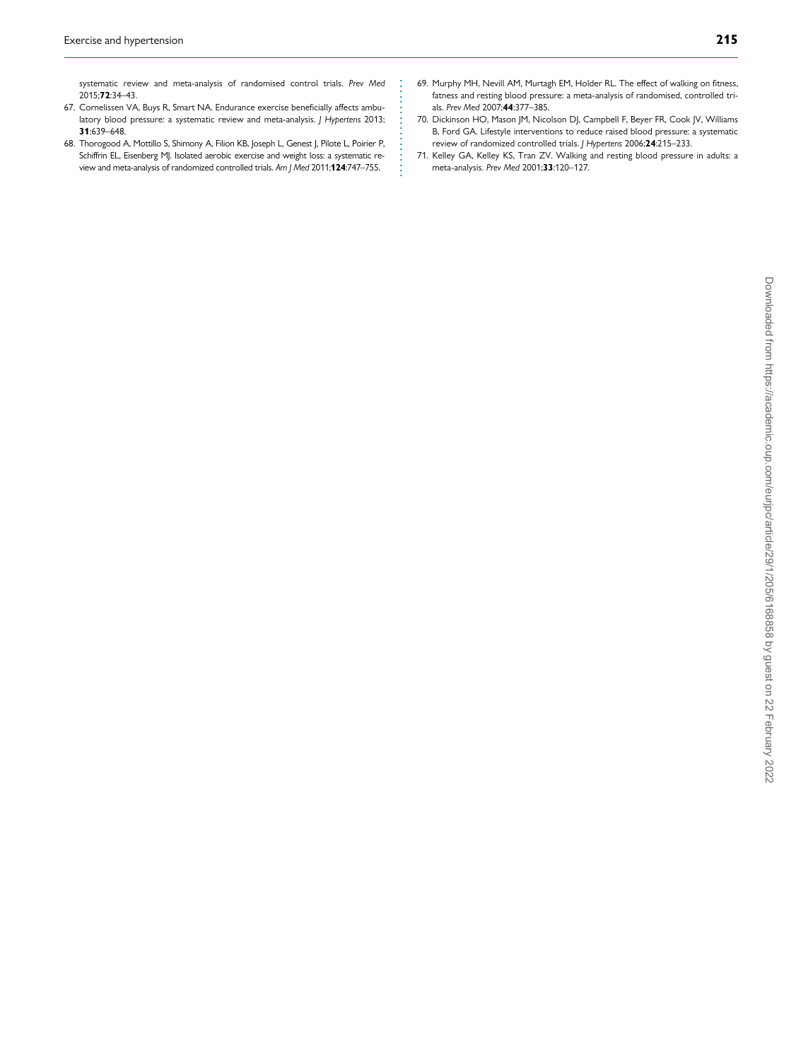systematic review and meta-analysis of randomised control trials. *Prev Med* 2015;**72**:34–43.

67. Cornelissen VA, Buys R, Smart NA. Endurance exercise beneficially affects ambulatory blood pressure: a systematic review and meta-analysis. *J Hypertens* 2013; **31**:639–648.
68. Thorogood A, Mottillo S, Shimony A, Filion KB, Joseph L, Genest J, Pilote L, Poirier P, Schiffrin EL, Eisenberg MJ. Isolated aerobic exercise and weight loss: a systematic review and meta-analysis of randomized controlled trials. *Am J Med* 2011;**124**:747–755.
69. Murphy MH, Nevill AM, Murtagh EM, Holder RL. The effect of walking on fitness, fatness and resting blood pressure: a meta-analysis of randomised, controlled trials. *Prev Med* 2007;**44**:377–385.
70. Dickinson HO, Mason JM, Nicolson DJ, Campbell F, Beyer FR, Cook JV, Williams B, Ford GA. Lifestyle interventions to reduce raised blood pressure: a systematic review of randomized controlled trials. *J Hypertens* 2006;**24**:215–233.
71. Kelley GA, Kelley KS, Tran ZV. Walking and resting blood pressure in adults: a meta-analysis. *Prev Med* 2001;**33**:120–127.